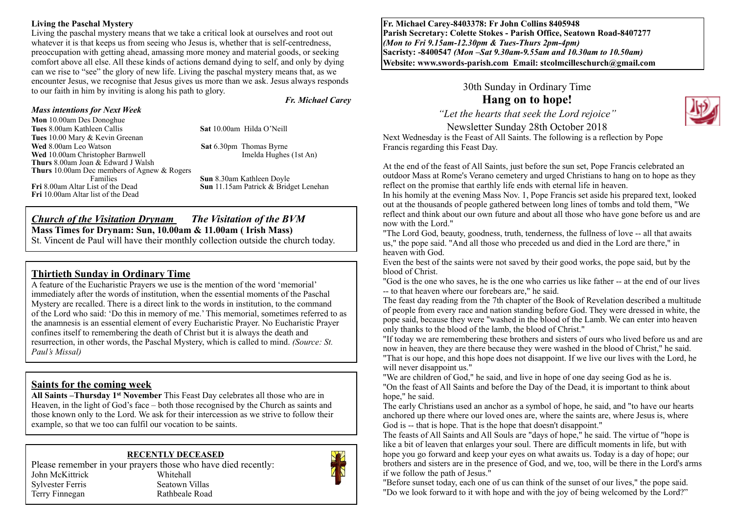**Living the Paschal Mystery**

Living the paschal mystery means that we take a critical look at ourselves and root out whatever it is that keeps us from seeing who Jesus is, whether that is self-centredness, preoccupation with getting ahead, amassing more money and material goods, or seeking comfort above all else. All these kinds of actions demand dying to self, and only by dying can we rise to "see" the glory of new life. Living the paschal mystery means that, as we encounter Jesus, we recognise that Jesus gives us more than we ask. Jesus always responds to our faith in him by inviting is along his path to glory.

***Fr. Michael Carey***

***Mass intentions for Next Week***

**Mon** 10.00am Des Donoghue
**Tues** 8.00am Kathleen Callis
**Tues** 10.00 Mary & Kevin Greenan
**Wed** 8.00am Leo Watson
**Wed** 10.00am Christopher Barnwell
**Thurs** 8.00am Joan & Edward J Walsh
**Thurs** 10.00am Dec members of Agnew & Rogers Families
**Fri** 8.00am Altar List of the Dead
**Fri** 10.00am Altar list of the Dead

**Sat** 10.00am Hilda O'Neill
**Sat** 6.30pm Thomas Byrne
Imelda Hughes (1st An)
**Sun** 8.30am Kathleen Doyle
**Sun** 11.15am Patrick & Bridget Lenehan

***Church of the Visitation Drynam*** ***The Visitation of the BVM***

**Mass Times for Drynam: Sun, 10.00am & 11.00am ( Irish Mass)**

St. Vincent de Paul will have their monthly collection outside the church today.

## Thirtieth Sunday in Ordinary Time

A feature of the Eucharistic Prayers we use is the mention of the word 'memorial' immediately after the words of institution, when the essential moments of the Paschal Mystery are recalled. There is a direct link to the words in institution, to the command of the Lord who said: 'Do this in memory of me.' This memorial, sometimes referred to as the anamnesis is an essential element of every Eucharistic Prayer. No Eucharistic Prayer confines itself to remembering the death of Christ but it is always the death and resurrection, in other words, the Paschal Mystery, which is called to mind. *(Source: St. Paul's Missal)*

## Saints for the coming week

**All Saints –Thursday 1st November** This Feast Day celebrates all those who are in Heaven, in the light of God's face – both those recognised by the Church as saints and those known only to the Lord. We ask for their intercession as we strive to follow their example, so that we too can fulfil our vocation to be saints.

**RECENTLY DECEASED**

Please remember in your prayers those who have died recently:

| | |
|---|---|
| John McKittrick | Whitehall |
| Sylvester Ferris | Seatown Villas |
| Terry Finnegan | Rathbeale Road |

**Fr. Michael Carey-8403378: Fr John Collins 8405948**
**Parish Secretary: Colette Stokes - Parish Office, Seatown Road-8407277**
***(Mon to Fri 9.15am-12.30pm & Tues-Thurs 2pm-4pm)***
**Sacristy: -8400547** ***(Mon –Sat 9.30am-9.55am and 10.30am to 10.50am)***
**Website: www.swords-parish.com Email: stcolmcilleschurch@gmail.com**

30th Sunday in Ordinary Time

# Hang on to hope!

*"Let the hearts that seek the Lord rejoice"*

Newsletter Sunday 28th October 2018

Next Wednesday is the Feast of All Saints. The following is a reflection by Pope Francis regarding this Feast Day.

At the end of the feast of All Saints, just before the sun set, Pope Francis celebrated an outdoor Mass at Rome's Verano cemetery and urged Christians to hang on to hope as they reflect on the promise that earthly life ends with eternal life in heaven.

In his homily at the evening Mass Nov. 1, Pope Francis set aside his prepared text, looked out at the thousands of people gathered between long lines of tombs and told them, "We reflect and think about our own future and about all those who have gone before us and are now with the Lord."

"The Lord God, beauty, goodness, truth, tenderness, the fullness of love -- all that awaits us," the pope said. "And all those who preceded us and died in the Lord are there," in heaven with God.

Even the best of the saints were not saved by their good works, the pope said, but by the blood of Christ.

"God is the one who saves, he is the one who carries us like father -- at the end of our lives -- to that heaven where our forebears are," he said.

The feast day reading from the 7th chapter of the Book of Revelation described a multitude of people from every race and nation standing before God. They were dressed in white, the pope said, because they were "washed in the blood of the Lamb. We can enter into heaven only thanks to the blood of the lamb, the blood of Christ."

"If today we are remembering these brothers and sisters of ours who lived before us and are now in heaven, they are there because they were washed in the blood of Christ," he said. "That is our hope, and this hope does not disappoint. If we live our lives with the Lord, he will never disappoint us."

"We are children of God," he said, and live in hope of one day seeing God as he is.

"On the feast of All Saints and before the Day of the Dead, it is important to think about hope," he said.

The early Christians used an anchor as a symbol of hope, he said, and "to have our hearts anchored up there where our loved ones are, where the saints are, where Jesus is, where God is -- that is hope. That is the hope that doesn't disappoint."

The feasts of All Saints and All Souls are "days of hope," he said. The virtue of "hope is like a bit of leaven that enlarges your soul. There are difficult moments in life, but with hope you go forward and keep your eyes on what awaits us. Today is a day of hope; our brothers and sisters are in the presence of God, and we, too, will be there in the Lord's arms if we follow the path of Jesus."

"Before sunset today, each one of us can think of the sunset of our lives," the pope said. "Do we look forward to it with hope and with the joy of being welcomed by the Lord?"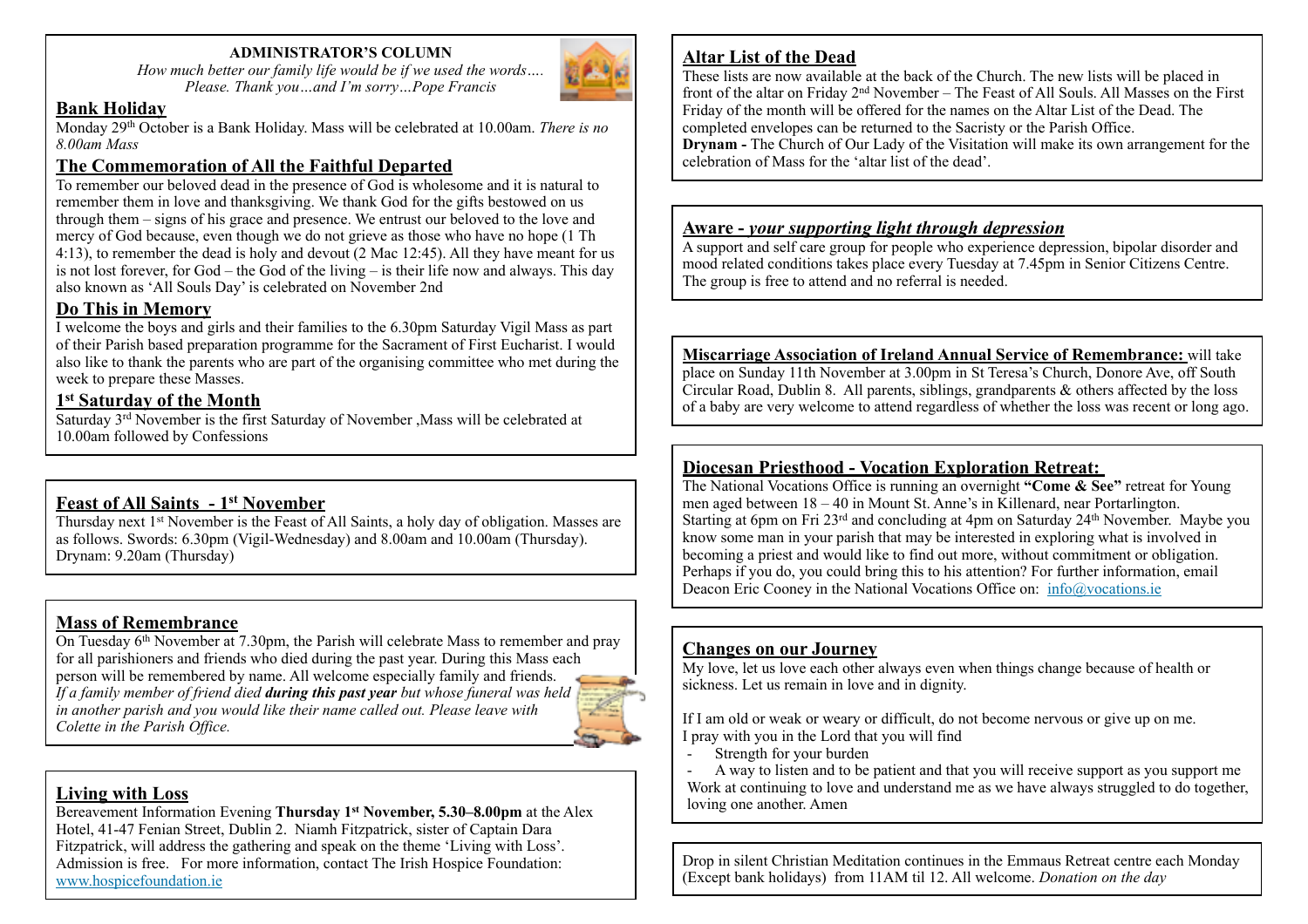**ADMINISTRATOR'S COLUMN**

*How much better our family life would be if we used the words…. Please. Thank you…and I'm sorry…Pope Francis*

## Bank Holiday

Monday 29th October is a Bank Holiday. Mass will be celebrated at 10.00am. *There is no 8.00am Mass*

## The Commemoration of All the Faithful Departed

To remember our beloved dead in the presence of God is wholesome and it is natural to remember them in love and thanksgiving. We thank God for the gifts bestowed on us through them – signs of his grace and presence. We entrust our beloved to the love and mercy of God because, even though we do not grieve as those who have no hope (1 Th 4:13), to remember the dead is holy and devout (2 Mac 12:45). All they have meant for us is not lost forever, for God – the God of the living – is their life now and always. This day also known as 'All Souls Day' is celebrated on November 2nd

## Do This in Memory

I welcome the boys and girls and their families to the 6.30pm Saturday Vigil Mass as part of their Parish based preparation programme for the Sacrament of First Eucharist. I would also like to thank the parents who are part of the organising committee who met during the week to prepare these Masses.

## 1st Saturday of the Month

Saturday 3rd November is the first Saturday of November ,Mass will be celebrated at 10.00am followed by Confessions

## Feast of All Saints - 1st November

Thursday next 1st November is the Feast of All Saints, a holy day of obligation. Masses are as follows. Swords: 6.30pm (Vigil-Wednesday) and 8.00am and 10.00am (Thursday). Drynam: 9.20am (Thursday)

## Mass of Remembrance

On Tuesday 6th November at 7.30pm, the Parish will celebrate Mass to remember and pray for all parishioners and friends who died during the past year. During this Mass each person will be remembered by name. All welcome especially family and friends. *If a family member of friend died **during this past year** but whose funeral was held in another parish and you would like their name called out. Please leave with Colette in the Parish Office.*

## Living with Loss

Bereavement Information Evening **Thursday 1st November, 5.30–8.00pm** at the Alex Hotel, 41-47 Fenian Street, Dublin 2. Niamh Fitzpatrick, sister of Captain Dara Fitzpatrick, will address the gathering and speak on the theme 'Living with Loss'. Admission is free. For more information, contact The Irish Hospice Foundation: www.hospicefoundation.ie

## Altar List of the Dead

These lists are now available at the back of the Church. The new lists will be placed in front of the altar on Friday 2nd November – The Feast of All Souls. All Masses on the First Friday of the month will be offered for the names on the Altar List of the Dead. The completed envelopes can be returned to the Sacristy or the Parish Office.

**Drynam -** The Church of Our Lady of the Visitation will make its own arrangement for the celebration of Mass for the 'altar list of the dead'.

## Aware - *your supporting light through depression*

A support and self care group for people who experience depression, bipolar disorder and mood related conditions takes place every Tuesday at 7.45pm in Senior Citizens Centre. The group is free to attend and no referral is needed.

**Miscarriage Association of Ireland Annual Service of Remembrance:** will take place on Sunday 11th November at 3.00pm in St Teresa's Church, Donore Ave, off South Circular Road, Dublin 8. All parents, siblings, grandparents & others affected by the loss of a baby are very welcome to attend regardless of whether the loss was recent or long ago.

## Diocesan Priesthood - Vocation Exploration Retreat:

The National Vocations Office is running an overnight **"Come & See"** retreat for Young men aged between 18 – 40 in Mount St. Anne's in Killenard, near Portarlington. Starting at 6pm on Fri 23rd and concluding at 4pm on Saturday 24th November. Maybe you know some man in your parish that may be interested in exploring what is involved in becoming a priest and would like to find out more, without commitment or obligation. Perhaps if you do, you could bring this to his attention? For further information, email Deacon Eric Cooney in the National Vocations Office on: info@vocations.ie

## Changes on our Journey

My love, let us love each other always even when things change because of health or sickness. Let us remain in love and in dignity.

If I am old or weak or weary or difficult, do not become nervous or give up on me. I pray with you in the Lord that you will find

- Strength for your burden
- A way to listen and to be patient and that you will receive support as you support me

Work at continuing to love and understand me as we have always struggled to do together, loving one another. Amen

Drop in silent Christian Meditation continues in the Emmaus Retreat centre each Monday (Except bank holidays) from 11AM til 12. All welcome. *Donation on the day*